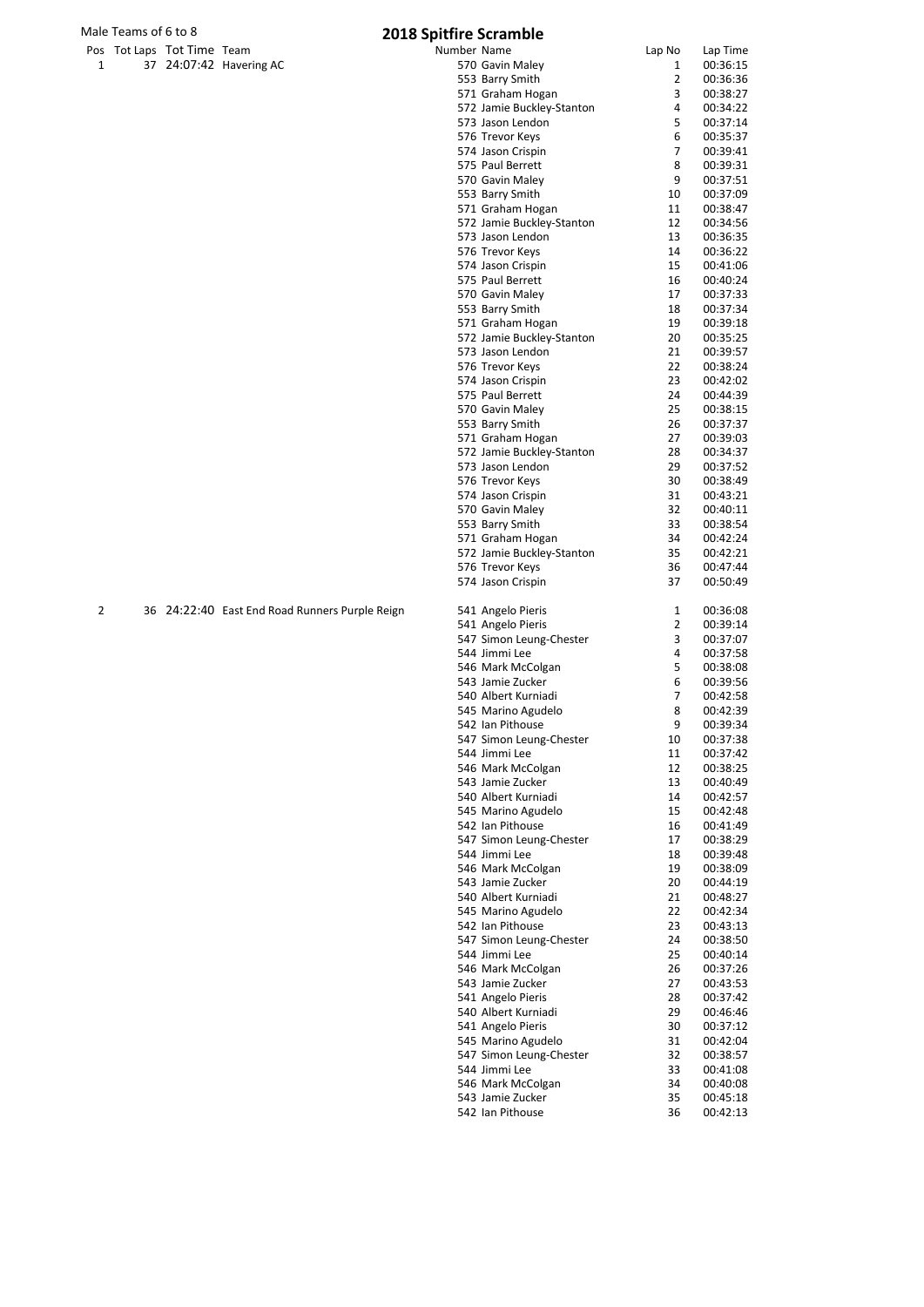Male Teams of 6 to 8

# 2018 Spitfire Scramble

| Pos | Tot Laps | Tot Time | Team | Number | Name | Lap No | Lap Time |
|---|---|---|---|---|---|---|---|
| 1 | 37 | 24:07:42 | Havering AC | 570 | Gavin Maley | 1 | 00:36:15 |
| | | | | 553 | Barry Smith | 2 | 00:36:36 |
| | | | | 571 | Graham Hogan | 3 | 00:38:27 |
| | | | | 572 | Jamie Buckley-Stanton | 4 | 00:34:22 |
| | | | | 573 | Jason Lendon | 5 | 00:37:14 |
| | | | | 576 | Trevor Keys | 6 | 00:35:37 |
| | | | | 574 | Jason Crispin | 7 | 00:39:41 |
| | | | | 575 | Paul Berrett | 8 | 00:39:31 |
| | | | | 570 | Gavin Maley | 9 | 00:37:51 |
| | | | | 553 | Barry Smith | 10 | 00:37:09 |
| | | | | 571 | Graham Hogan | 11 | 00:38:47 |
| | | | | 572 | Jamie Buckley-Stanton | 12 | 00:34:56 |
| | | | | 573 | Jason Lendon | 13 | 00:36:35 |
| | | | | 576 | Trevor Keys | 14 | 00:36:22 |
| | | | | 574 | Jason Crispin | 15 | 00:41:06 |
| | | | | 575 | Paul Berrett | 16 | 00:40:24 |
| | | | | 570 | Gavin Maley | 17 | 00:37:33 |
| | | | | 553 | Barry Smith | 18 | 00:37:34 |
| | | | | 571 | Graham Hogan | 19 | 00:39:18 |
| | | | | 572 | Jamie Buckley-Stanton | 20 | 00:35:25 |
| | | | | 573 | Jason Lendon | 21 | 00:39:57 |
| | | | | 576 | Trevor Keys | 22 | 00:38:24 |
| | | | | 574 | Jason Crispin | 23 | 00:42:02 |
| | | | | 575 | Paul Berrett | 24 | 00:44:39 |
| | | | | 570 | Gavin Maley | 25 | 00:38:15 |
| | | | | 553 | Barry Smith | 26 | 00:37:37 |
| | | | | 571 | Graham Hogan | 27 | 00:39:03 |
| | | | | 572 | Jamie Buckley-Stanton | 28 | 00:34:37 |
| | | | | 573 | Jason Lendon | 29 | 00:37:52 |
| | | | | 576 | Trevor Keys | 30 | 00:38:49 |
| | | | | 574 | Jason Crispin | 31 | 00:43:21 |
| | | | | 570 | Gavin Maley | 32 | 00:40:11 |
| | | | | 553 | Barry Smith | 33 | 00:38:54 |
| | | | | 571 | Graham Hogan | 34 | 00:42:24 |
| | | | | 572 | Jamie Buckley-Stanton | 35 | 00:42:21 |
| | | | | 576 | Trevor Keys | 36 | 00:47:44 |
| | | | | 574 | Jason Crispin | 37 | 00:50:49 |
| 2 | 36 | 24:22:40 | East End Road Runners Purple Reign | 541 | Angelo Pieris | 1 | 00:36:08 |
| | | | | 541 | Angelo Pieris | 2 | 00:39:14 |
| | | | | 547 | Simon Leung-Chester | 3 | 00:37:07 |
| | | | | 544 | Jimmi Lee | 4 | 00:37:58 |
| | | | | 546 | Mark McColgan | 5 | 00:38:08 |
| | | | | 543 | Jamie Zucker | 6 | 00:39:56 |
| | | | | 540 | Albert Kurniadi | 7 | 00:42:58 |
| | | | | 545 | Marino Agudelo | 8 | 00:42:39 |
| | | | | 542 | Ian Pithouse | 9 | 00:39:34 |
| | | | | 547 | Simon Leung-Chester | 10 | 00:37:38 |
| | | | | 544 | Jimmi Lee | 11 | 00:37:42 |
| | | | | 546 | Mark McColgan | 12 | 00:38:25 |
| | | | | 543 | Jamie Zucker | 13 | 00:40:49 |
| | | | | 540 | Albert Kurniadi | 14 | 00:42:57 |
| | | | | 545 | Marino Agudelo | 15 | 00:42:48 |
| | | | | 542 | Ian Pithouse | 16 | 00:41:49 |
| | | | | 547 | Simon Leung-Chester | 17 | 00:38:29 |
| | | | | 544 | Jimmi Lee | 18 | 00:39:48 |
| | | | | 546 | Mark McColgan | 19 | 00:38:09 |
| | | | | 543 | Jamie Zucker | 20 | 00:44:19 |
| | | | | 540 | Albert Kurniadi | 21 | 00:48:27 |
| | | | | 545 | Marino Agudelo | 22 | 00:42:34 |
| | | | | 542 | Ian Pithouse | 23 | 00:43:13 |
| | | | | 547 | Simon Leung-Chester | 24 | 00:38:50 |
| | | | | 544 | Jimmi Lee | 25 | 00:40:14 |
| | | | | 546 | Mark McColgan | 26 | 00:37:26 |
| | | | | 543 | Jamie Zucker | 27 | 00:43:53 |
| | | | | 541 | Angelo Pieris | 28 | 00:37:42 |
| | | | | 540 | Albert Kurniadi | 29 | 00:46:46 |
| | | | | 541 | Angelo Pieris | 30 | 00:37:12 |
| | | | | 545 | Marino Agudelo | 31 | 00:42:04 |
| | | | | 547 | Simon Leung-Chester | 32 | 00:38:57 |
| | | | | 544 | Jimmi Lee | 33 | 00:41:08 |
| | | | | 546 | Mark McColgan | 34 | 00:40:08 |
| | | | | 543 | Jamie Zucker | 35 | 00:45:18 |
| | | | | 542 | Ian Pithouse | 36 | 00:42:13 |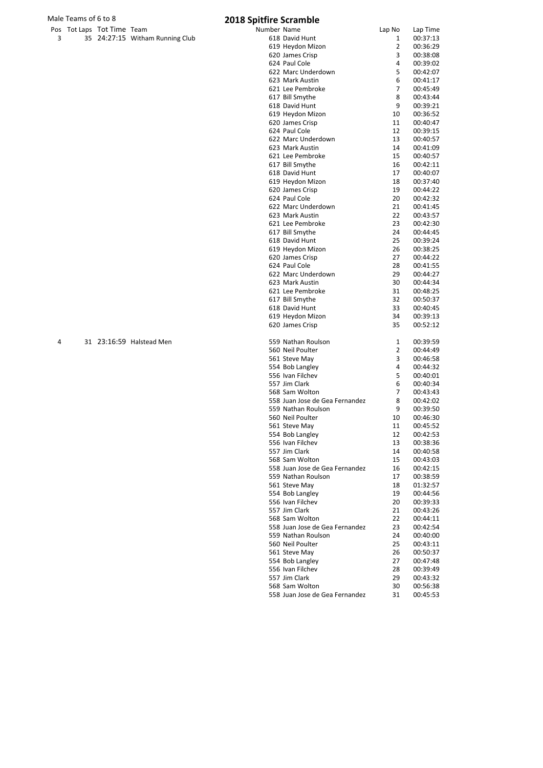Male Teams of 6 to 8

# 2018 Spitfire Scramble

| Pos | Tot Laps | Tot Time | Team | Number | Name | Lap No | Lap Time |
|---|---|---|---|---|---|---|---|
| 3 | 35 | 24:27:15 | Witham Running Club | 618 | David Hunt | 1 | 00:37:13 |
| | | | | 619 | Heydon Mizon | 2 | 00:36:29 |
| | | | | 620 | James Crisp | 3 | 00:38:08 |
| | | | | 624 | Paul Cole | 4 | 00:39:02 |
| | | | | 622 | Marc Underdown | 5 | 00:42:07 |
| | | | | 623 | Mark Austin | 6 | 00:41:17 |
| | | | | 621 | Lee Pembroke | 7 | 00:45:49 |
| | | | | 617 | Bill Smythe | 8 | 00:43:44 |
| | | | | 618 | David Hunt | 9 | 00:39:21 |
| | | | | 619 | Heydon Mizon | 10 | 00:36:52 |
| | | | | 620 | James Crisp | 11 | 00:40:47 |
| | | | | 624 | Paul Cole | 12 | 00:39:15 |
| | | | | 622 | Marc Underdown | 13 | 00:40:57 |
| | | | | 623 | Mark Austin | 14 | 00:41:09 |
| | | | | 621 | Lee Pembroke | 15 | 00:40:57 |
| | | | | 617 | Bill Smythe | 16 | 00:42:11 |
| | | | | 618 | David Hunt | 17 | 00:40:07 |
| | | | | 619 | Heydon Mizon | 18 | 00:37:40 |
| | | | | 620 | James Crisp | 19 | 00:44:22 |
| | | | | 624 | Paul Cole | 20 | 00:42:32 |
| | | | | 622 | Marc Underdown | 21 | 00:41:45 |
| | | | | 623 | Mark Austin | 22 | 00:43:57 |
| | | | | 621 | Lee Pembroke | 23 | 00:42:30 |
| | | | | 617 | Bill Smythe | 24 | 00:44:45 |
| | | | | 618 | David Hunt | 25 | 00:39:24 |
| | | | | 619 | Heydon Mizon | 26 | 00:38:25 |
| | | | | 620 | James Crisp | 27 | 00:44:22 |
| | | | | 624 | Paul Cole | 28 | 00:41:55 |
| | | | | 622 | Marc Underdown | 29 | 00:44:27 |
| | | | | 623 | Mark Austin | 30 | 00:44:34 |
| | | | | 621 | Lee Pembroke | 31 | 00:48:25 |
| | | | | 617 | Bill Smythe | 32 | 00:50:37 |
| | | | | 618 | David Hunt | 33 | 00:40:45 |
| | | | | 619 | Heydon Mizon | 34 | 00:39:13 |
| | | | | 620 | James Crisp | 35 | 00:52:12 |
| 4 | 31 | 23:16:59 | Halstead Men | 559 | Nathan Roulson | 1 | 00:39:59 |
| | | | | 560 | Neil Poulter | 2 | 00:44:49 |
| | | | | 561 | Steve May | 3 | 00:46:58 |
| | | | | 554 | Bob Langley | 4 | 00:44:32 |
| | | | | 556 | Ivan Filchev | 5 | 00:40:01 |
| | | | | 557 | Jim Clark | 6 | 00:40:34 |
| | | | | 568 | Sam Wolton | 7 | 00:43:43 |
| | | | | 558 | Juan Jose de Gea Fernandez | 8 | 00:42:02 |
| | | | | 559 | Nathan Roulson | 9 | 00:39:50 |
| | | | | 560 | Neil Poulter | 10 | 00:46:30 |
| | | | | 561 | Steve May | 11 | 00:45:52 |
| | | | | 554 | Bob Langley | 12 | 00:42:53 |
| | | | | 556 | Ivan Filchev | 13 | 00:38:36 |
| | | | | 557 | Jim Clark | 14 | 00:40:58 |
| | | | | 568 | Sam Wolton | 15 | 00:43:03 |
| | | | | 558 | Juan Jose de Gea Fernandez | 16 | 00:42:15 |
| | | | | 559 | Nathan Roulson | 17 | 00:38:59 |
| | | | | 561 | Steve May | 18 | 01:32:57 |
| | | | | 554 | Bob Langley | 19 | 00:44:56 |
| | | | | 556 | Ivan Filchev | 20 | 00:39:33 |
| | | | | 557 | Jim Clark | 21 | 00:43:26 |
| | | | | 568 | Sam Wolton | 22 | 00:44:11 |
| | | | | 558 | Juan Jose de Gea Fernandez | 23 | 00:42:54 |
| | | | | 559 | Nathan Roulson | 24 | 00:40:00 |
| | | | | 560 | Neil Poulter | 25 | 00:43:11 |
| | | | | 561 | Steve May | 26 | 00:50:37 |
| | | | | 554 | Bob Langley | 27 | 00:47:48 |
| | | | | 556 | Ivan Filchev | 28 | 00:39:49 |
| | | | | 557 | Jim Clark | 29 | 00:43:32 |
| | | | | 568 | Sam Wolton | 30 | 00:56:38 |
| | | | | 558 | Juan Jose de Gea Fernandez | 31 | 00:45:53 |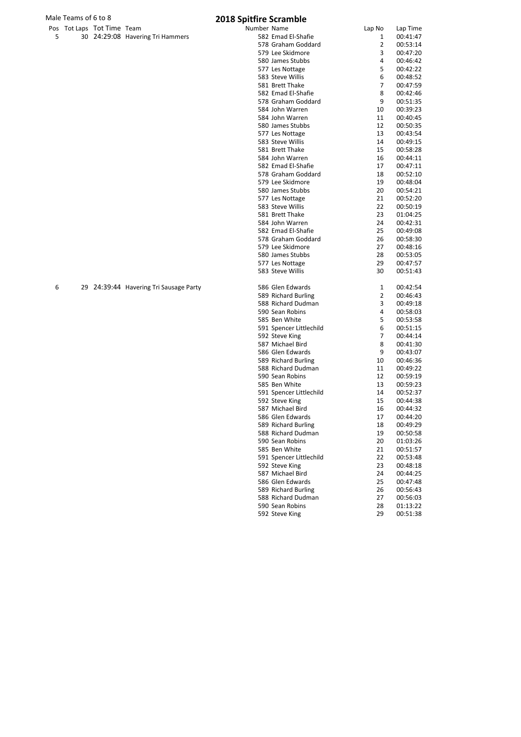Male Teams of 6 to 8

# 2018 Spitfire Scramble

| Pos | Tot Laps | Tot Time | Team | Number | Name | Lap No | Lap Time |
|---|---|---|---|---|---|---|---|
| 5 | 30 | 24:29:08 | Havering Tri Hammers | 582 | Emad El-Shafie | 1 | 00:41:47 |
| | | | | 578 | Graham Goddard | 2 | 00:53:14 |
| | | | | 579 | Lee Skidmore | 3 | 00:47:20 |
| | | | | 580 | James Stubbs | 4 | 00:46:42 |
| | | | | 577 | Les Nottage | 5 | 00:42:22 |
| | | | | 583 | Steve Willis | 6 | 00:48:52 |
| | | | | 581 | Brett Thake | 7 | 00:47:59 |
| | | | | 582 | Emad El-Shafie | 8 | 00:42:46 |
| | | | | 578 | Graham Goddard | 9 | 00:51:35 |
| | | | | 584 | John Warren | 10 | 00:39:23 |
| | | | | 584 | John Warren | 11 | 00:40:45 |
| | | | | 580 | James Stubbs | 12 | 00:50:35 |
| | | | | 577 | Les Nottage | 13 | 00:43:54 |
| | | | | 583 | Steve Willis | 14 | 00:49:15 |
| | | | | 581 | Brett Thake | 15 | 00:58:28 |
| | | | | 584 | John Warren | 16 | 00:44:11 |
| | | | | 582 | Emad El-Shafie | 17 | 00:47:11 |
| | | | | 578 | Graham Goddard | 18 | 00:52:10 |
| | | | | 579 | Lee Skidmore | 19 | 00:48:04 |
| | | | | 580 | James Stubbs | 20 | 00:54:21 |
| | | | | 577 | Les Nottage | 21 | 00:52:20 |
| | | | | 583 | Steve Willis | 22 | 00:50:19 |
| | | | | 581 | Brett Thake | 23 | 01:04:25 |
| | | | | 584 | John Warren | 24 | 00:42:31 |
| | | | | 582 | Emad El-Shafie | 25 | 00:49:08 |
| | | | | 578 | Graham Goddard | 26 | 00:58:30 |
| | | | | 579 | Lee Skidmore | 27 | 00:48:16 |
| | | | | 580 | James Stubbs | 28 | 00:53:05 |
| | | | | 577 | Les Nottage | 29 | 00:47:57 |
| | | | | 583 | Steve Willis | 30 | 00:51:43 |
| 6 | 29 | 24:39:44 | Havering Tri Sausage Party | 586 | Glen Edwards | 1 | 00:42:54 |
| | | | | 589 | Richard Burling | 2 | 00:46:43 |
| | | | | 588 | Richard Dudman | 3 | 00:49:18 |
| | | | | 590 | Sean Robins | 4 | 00:58:03 |
| | | | | 585 | Ben White | 5 | 00:53:58 |
| | | | | 591 | Spencer Littlechild | 6 | 00:51:15 |
| | | | | 592 | Steve King | 7 | 00:44:14 |
| | | | | 587 | Michael Bird | 8 | 00:41:30 |
| | | | | 586 | Glen Edwards | 9 | 00:43:07 |
| | | | | 589 | Richard Burling | 10 | 00:46:36 |
| | | | | 588 | Richard Dudman | 11 | 00:49:22 |
| | | | | 590 | Sean Robins | 12 | 00:59:19 |
| | | | | 585 | Ben White | 13 | 00:59:23 |
| | | | | 591 | Spencer Littlechild | 14 | 00:52:37 |
| | | | | 592 | Steve King | 15 | 00:44:38 |
| | | | | 587 | Michael Bird | 16 | 00:44:32 |
| | | | | 586 | Glen Edwards | 17 | 00:44:20 |
| | | | | 589 | Richard Burling | 18 | 00:49:29 |
| | | | | 588 | Richard Dudman | 19 | 00:50:58 |
| | | | | 590 | Sean Robins | 20 | 01:03:26 |
| | | | | 585 | Ben White | 21 | 00:51:57 |
| | | | | 591 | Spencer Littlechild | 22 | 00:53:48 |
| | | | | 592 | Steve King | 23 | 00:48:18 |
| | | | | 587 | Michael Bird | 24 | 00:44:25 |
| | | | | 586 | Glen Edwards | 25 | 00:47:48 |
| | | | | 589 | Richard Burling | 26 | 00:56:43 |
| | | | | 588 | Richard Dudman | 27 | 00:56:03 |
| | | | | 590 | Sean Robins | 28 | 01:13:22 |
| | | | | 592 | Steve King | 29 | 00:51:38 |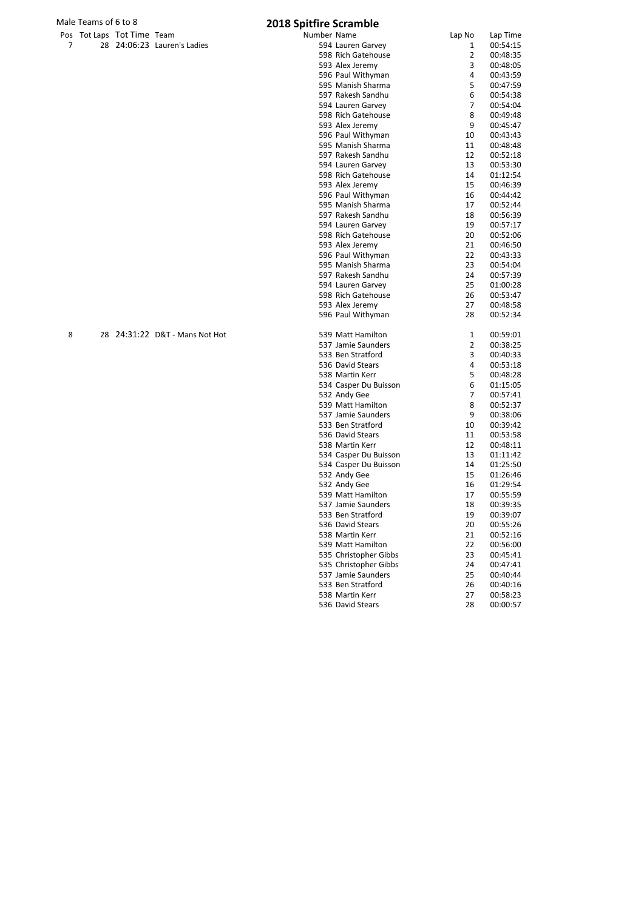Male Teams of 6 to 8

# 2018 Spitfire Scramble

| Pos | Tot Laps | Tot Time | Team | Number | Name | Lap No | Lap Time |
|---|---|---|---|---|---|---|---|
| 7 | 28 | 24:06:23 | Lauren's Ladies | 594 | Lauren Garvey | 1 | 00:54:15 |
| | | | | 598 | Rich Gatehouse | 2 | 00:48:35 |
| | | | | 593 | Alex Jeremy | 3 | 00:48:05 |
| | | | | 596 | Paul Withyman | 4 | 00:43:59 |
| | | | | 595 | Manish Sharma | 5 | 00:47:59 |
| | | | | 597 | Rakesh Sandhu | 6 | 00:54:38 |
| | | | | 594 | Lauren Garvey | 7 | 00:54:04 |
| | | | | 598 | Rich Gatehouse | 8 | 00:49:48 |
| | | | | 593 | Alex Jeremy | 9 | 00:45:47 |
| | | | | 596 | Paul Withyman | 10 | 00:43:43 |
| | | | | 595 | Manish Sharma | 11 | 00:48:48 |
| | | | | 597 | Rakesh Sandhu | 12 | 00:52:18 |
| | | | | 594 | Lauren Garvey | 13 | 00:53:30 |
| | | | | 598 | Rich Gatehouse | 14 | 01:12:54 |
| | | | | 593 | Alex Jeremy | 15 | 00:46:39 |
| | | | | 596 | Paul Withyman | 16 | 00:44:42 |
| | | | | 595 | Manish Sharma | 17 | 00:52:44 |
| | | | | 597 | Rakesh Sandhu | 18 | 00:56:39 |
| | | | | 594 | Lauren Garvey | 19 | 00:57:17 |
| | | | | 598 | Rich Gatehouse | 20 | 00:52:06 |
| | | | | 593 | Alex Jeremy | 21 | 00:46:50 |
| | | | | 596 | Paul Withyman | 22 | 00:43:33 |
| | | | | 595 | Manish Sharma | 23 | 00:54:04 |
| | | | | 597 | Rakesh Sandhu | 24 | 00:57:39 |
| | | | | 594 | Lauren Garvey | 25 | 01:00:28 |
| | | | | 598 | Rich Gatehouse | 26 | 00:53:47 |
| | | | | 593 | Alex Jeremy | 27 | 00:48:58 |
| | | | | 596 | Paul Withyman | 28 | 00:52:34 |
| 8 | 28 | 24:31:22 | D&T - Mans Not Hot | 539 | Matt Hamilton | 1 | 00:59:01 |
| | | | | 537 | Jamie Saunders | 2 | 00:38:25 |
| | | | | 533 | Ben Stratford | 3 | 00:40:33 |
| | | | | 536 | David Stears | 4 | 00:53:18 |
| | | | | 538 | Martin Kerr | 5 | 00:48:28 |
| | | | | 534 | Casper Du Buisson | 6 | 01:15:05 |
| | | | | 532 | Andy Gee | 7 | 00:57:41 |
| | | | | 539 | Matt Hamilton | 8 | 00:52:37 |
| | | | | 537 | Jamie Saunders | 9 | 00:38:06 |
| | | | | 533 | Ben Stratford | 10 | 00:39:42 |
| | | | | 536 | David Stears | 11 | 00:53:58 |
| | | | | 538 | Martin Kerr | 12 | 00:48:11 |
| | | | | 534 | Casper Du Buisson | 13 | 01:11:42 |
| | | | | 534 | Casper Du Buisson | 14 | 01:25:50 |
| | | | | 532 | Andy Gee | 15 | 01:26:46 |
| | | | | 532 | Andy Gee | 16 | 01:29:54 |
| | | | | 539 | Matt Hamilton | 17 | 00:55:59 |
| | | | | 537 | Jamie Saunders | 18 | 00:39:35 |
| | | | | 533 | Ben Stratford | 19 | 00:39:07 |
| | | | | 536 | David Stears | 20 | 00:55:26 |
| | | | | 538 | Martin Kerr | 21 | 00:52:16 |
| | | | | 539 | Matt Hamilton | 22 | 00:56:00 |
| | | | | 535 | Christopher Gibbs | 23 | 00:45:41 |
| | | | | 535 | Christopher Gibbs | 24 | 00:47:41 |
| | | | | 537 | Jamie Saunders | 25 | 00:40:44 |
| | | | | 533 | Ben Stratford | 26 | 00:40:16 |
| | | | | 538 | Martin Kerr | 27 | 00:58:23 |
| | | | | 536 | David Stears | 28 | 00:00:57 |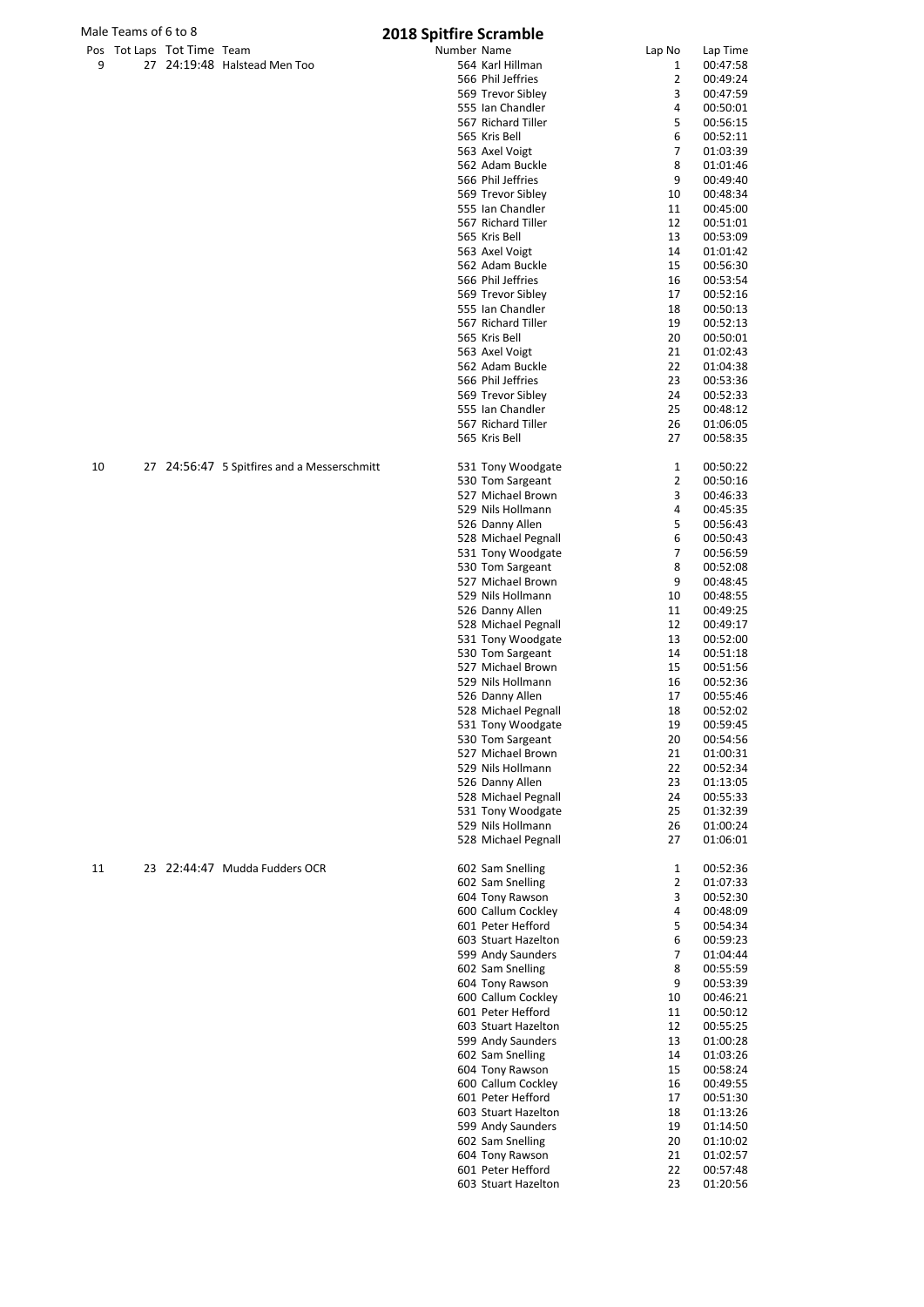Male Teams of 6 to 8

# 2018 Spitfire Scramble

| Pos | Tot Laps | Tot Time | Team | Number | Name | Lap No | Lap Time |
|---|---|---|---|---|---|---|---|
| 9 | 27 | 24:19:48 | Halstead Men Too | 564 | Karl Hillman | 1 | 00:47:58 |
| | | | | 566 | Phil Jeffries | 2 | 00:49:24 |
| | | | | 569 | Trevor Sibley | 3 | 00:47:59 |
| | | | | 555 | Ian Chandler | 4 | 00:50:01 |
| | | | | 567 | Richard Tiller | 5 | 00:56:15 |
| | | | | 565 | Kris Bell | 6 | 00:52:11 |
| | | | | 563 | Axel Voigt | 7 | 01:03:39 |
| | | | | 562 | Adam Buckle | 8 | 01:01:46 |
| | | | | 566 | Phil Jeffries | 9 | 00:49:40 |
| | | | | 569 | Trevor Sibley | 10 | 00:48:34 |
| | | | | 555 | Ian Chandler | 11 | 00:45:00 |
| | | | | 567 | Richard Tiller | 12 | 00:51:01 |
| | | | | 565 | Kris Bell | 13 | 00:53:09 |
| | | | | 563 | Axel Voigt | 14 | 01:01:42 |
| | | | | 562 | Adam Buckle | 15 | 00:56:30 |
| | | | | 566 | Phil Jeffries | 16 | 00:53:54 |
| | | | | 569 | Trevor Sibley | 17 | 00:52:16 |
| | | | | 555 | Ian Chandler | 18 | 00:50:13 |
| | | | | 567 | Richard Tiller | 19 | 00:52:13 |
| | | | | 565 | Kris Bell | 20 | 00:50:01 |
| | | | | 563 | Axel Voigt | 21 | 01:02:43 |
| | | | | 562 | Adam Buckle | 22 | 01:04:38 |
| | | | | 566 | Phil Jeffries | 23 | 00:53:36 |
| | | | | 569 | Trevor Sibley | 24 | 00:52:33 |
| | | | | 555 | Ian Chandler | 25 | 00:48:12 |
| | | | | 567 | Richard Tiller | 26 | 01:06:05 |
| | | | | 565 | Kris Bell | 27 | 00:58:35 |
| 10 | 27 | 24:56:47 | 5 Spitfires and a Messerschmitt | 531 | Tony Woodgate | 1 | 00:50:22 |
| | | | | 530 | Tom Sargeant | 2 | 00:50:16 |
| | | | | 527 | Michael Brown | 3 | 00:46:33 |
| | | | | 529 | Nils Hollmann | 4 | 00:45:35 |
| | | | | 526 | Danny Allen | 5 | 00:56:43 |
| | | | | 528 | Michael Pegnall | 6 | 00:50:43 |
| | | | | 531 | Tony Woodgate | 7 | 00:56:59 |
| | | | | 530 | Tom Sargeant | 8 | 00:52:08 |
| | | | | 527 | Michael Brown | 9 | 00:48:45 |
| | | | | 529 | Nils Hollmann | 10 | 00:48:55 |
| | | | | 526 | Danny Allen | 11 | 00:49:25 |
| | | | | 528 | Michael Pegnall | 12 | 00:49:17 |
| | | | | 531 | Tony Woodgate | 13 | 00:52:00 |
| | | | | 530 | Tom Sargeant | 14 | 00:51:18 |
| | | | | 527 | Michael Brown | 15 | 00:51:56 |
| | | | | 529 | Nils Hollmann | 16 | 00:52:36 |
| | | | | 526 | Danny Allen | 17 | 00:55:46 |
| | | | | 528 | Michael Pegnall | 18 | 00:52:02 |
| | | | | 531 | Tony Woodgate | 19 | 00:59:45 |
| | | | | 530 | Tom Sargeant | 20 | 00:54:56 |
| | | | | 527 | Michael Brown | 21 | 01:00:31 |
| | | | | 529 | Nils Hollmann | 22 | 00:52:34 |
| | | | | 526 | Danny Allen | 23 | 01:13:05 |
| | | | | 528 | Michael Pegnall | 24 | 00:55:33 |
| | | | | 531 | Tony Woodgate | 25 | 01:32:39 |
| | | | | 529 | Nils Hollmann | 26 | 01:00:24 |
| | | | | 528 | Michael Pegnall | 27 | 01:06:01 |
| 11 | 23 | 22:44:47 | Mudda Fudders OCR | 602 | Sam Snelling | 1 | 00:52:36 |
| | | | | 602 | Sam Snelling | 2 | 01:07:33 |
| | | | | 604 | Tony Rawson | 3 | 00:52:30 |
| | | | | 600 | Callum Cockley | 4 | 00:48:09 |
| | | | | 601 | Peter Hefford | 5 | 00:54:34 |
| | | | | 603 | Stuart Hazelton | 6 | 00:59:23 |
| | | | | 599 | Andy Saunders | 7 | 01:04:44 |
| | | | | 602 | Sam Snelling | 8 | 00:55:59 |
| | | | | 604 | Tony Rawson | 9 | 00:53:39 |
| | | | | 600 | Callum Cockley | 10 | 00:46:21 |
| | | | | 601 | Peter Hefford | 11 | 00:50:12 |
| | | | | 603 | Stuart Hazelton | 12 | 00:55:25 |
| | | | | 599 | Andy Saunders | 13 | 01:00:28 |
| | | | | 602 | Sam Snelling | 14 | 01:03:26 |
| | | | | 604 | Tony Rawson | 15 | 00:58:24 |
| | | | | 600 | Callum Cockley | 16 | 00:49:55 |
| | | | | 601 | Peter Hefford | 17 | 00:51:30 |
| | | | | 603 | Stuart Hazelton | 18 | 01:13:26 |
| | | | | 599 | Andy Saunders | 19 | 01:14:50 |
| | | | | 602 | Sam Snelling | 20 | 01:10:02 |
| | | | | 604 | Tony Rawson | 21 | 01:02:57 |
| | | | | 601 | Peter Hefford | 22 | 00:57:48 |
| | | | | 603 | Stuart Hazelton | 23 | 01:20:56 |